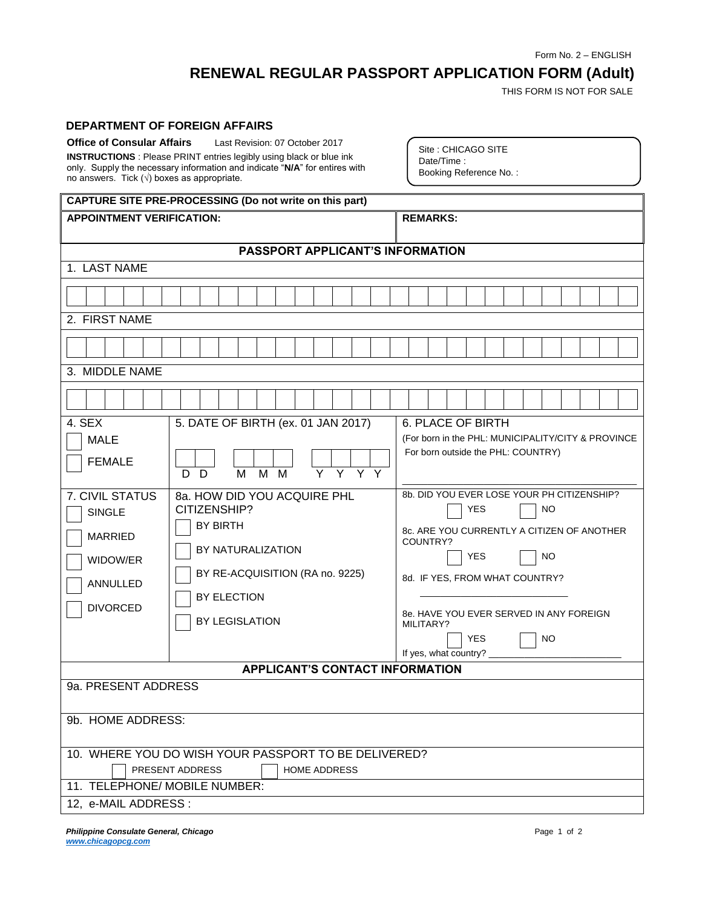Form No. 2 – ENGLISH

# RENEWAL REGULAR PASSPORT APPLICATION FORM (Adult)

THIS FORM IS NOT FOR SALE

**DEPARTMENT OF FOREIGN AFFAIRS**

**Office of Consular Affairs** Last Revision: 07 October 2017

**INSTRUCTIONS** : Please PRINT entries legibly using black or blue ink only. Supply the necessary information and indicate "**N/A**" for entires with no answers. Tick (√) boxes as appropriate.

Site : CHICAGO SITE
Date/Time :
Booking Reference No. :

| **CAPTURE SITE PRE-PROCESSING (Do not write on this part)** | |
|---|---|
| **APPOINTMENT VERIFICATION:** | **REMARKS:** |

## PASSPORT APPLICANT'S INFORMATION

1. LAST NAME

2. FIRST NAME

3. MIDDLE NAME

| 4. SEX | 5. DATE OF BIRTH (ex. 01 JAN 2017) | 6. PLACE OF BIRTH |
|---|---|---|
| ☐ MALE<br>☐ FEMALE | D D &nbsp; M M M &nbsp; Y Y Y Y | (For born in the PHL: MUNICIPALITY/CITY & PROVINCE<br>For born outside the PHL: COUNTRY)<br>\_\_\_\_\_\_\_\_\_\_\_\_\_\_\_\_\_\_\_\_ |
| **7. CIVIL STATUS** | **8a. HOW DID YOU ACQUIRE PHL CITIZENSHIP?** | **8b. DID YOU EVER LOSE YOUR PH CITIZENSHIP?** |
| ☐ SINGLE<br>☐ MARRIED<br>☐ WIDOW/ER<br>☐ ANNULLED<br>☐ DIVORCED | ☐ BY BIRTH<br>☐ BY NATURALIZATION<br>☐ BY RE-ACQUISITION (RA no. 9225)<br>☐ BY ELECTION<br>☐ BY LEGISLATION | ☐ YES ☐ NO<br>8c. ARE YOU CURRENTLY A CITIZEN OF ANOTHER COUNTRY?<br>☐ YES ☐ NO<br>8d. IF YES, FROM WHAT COUNTRY?<br>\_\_\_\_\_\_\_\_\_\_\_\_\_\_\_\_\_\_\_\_<br>8e. HAVE YOU EVER SERVED IN ANY FOREIGN MILITARY?<br>☐ YES ☐ NO<br>If yes, what country? \_\_\_\_\_\_\_\_\_\_\_\_\_\_\_\_\_\_\_\_ |

## APPLICANT'S CONTACT INFORMATION

9a. PRESENT ADDRESS

9b. HOME ADDRESS:

10. WHERE YOU DO WISH YOUR PASSPORT TO BE DELIVERED?
☐ PRESENT ADDRESS ☐ HOME ADDRESS

11. TELEPHONE/ MOBILE NUMBER:

12, e-MAIL ADDRESS :

***Philippine Consulate General, Chicago***
***www.chicagopcg.com***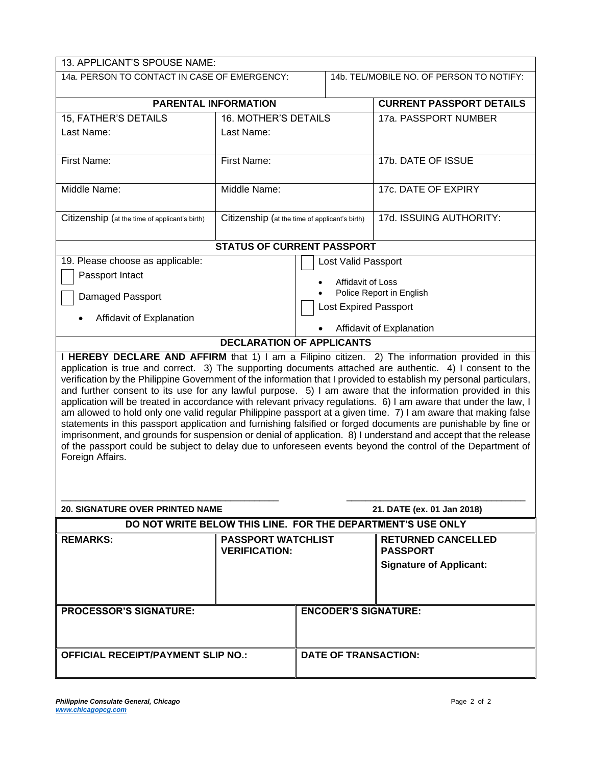| | |
|---|---|
| 13. APPLICANT'S SPOUSE NAME: | |
| 14a. PERSON TO CONTACT IN CASE OF EMERGENCY: | 14b. TEL/MOBILE NO. OF PERSON TO NOTIFY: |

| PARENTAL INFORMATION | | CURRENT PASSPORT DETAILS |
|---|---|---|
| 15, FATHER'S DETAILS<br>Last Name: | 16. MOTHER'S DETAILS<br>Last Name: | 17a. PASSPORT NUMBER |
| First Name: | First Name: | 17b. DATE OF ISSUE |
| Middle Name: | Middle Name: | 17c. DATE OF EXPIRY |
| Citizenship (at the time of applicant's birth) | Citizenship (at the time of applicant's birth) | 17d. ISSUING AUTHORITY: |

**STATUS OF CURRENT PASSPORT**

19. Please choose as applicable:

- ☐ Passport Intact
- ☐ Damaged Passport
  - Affidavit of Explanation
- ☐ Lost Valid Passport
  - Affidavit of Loss
  - Police Report in English
- ☐ Lost Expired Passport
  - Affidavit of Explanation

**DECLARATION OF APPLICANTS**

**I HEREBY DECLARE AND AFFIRM** that 1) I am a Filipino citizen. 2) The information provided in this application is true and correct. 3) The supporting documents attached are authentic. 4) I consent to the verification by the Philippine Government of the information that I provided to establish my personal particulars, and further consent to its use for any lawful purpose. 5) I am aware that the information provided in this application will be treated in accordance with relevant privacy regulations. 6) I am aware that under the law, I am allowed to hold only one valid regular Philippine passport at a given time. 7) I am aware that making false statements in this passport application and furnishing falsified or forged documents are punishable by fine or imprisonment, and grounds for suspension or denial of application. 8) I understand and accept that the release of the passport could be subject to delay due to unforeseen events beyond the control of the Department of Foreign Affairs.

| | |
|---|---|
| ___________________________________ | ___________________________________ |
| **20. SIGNATURE OVER PRINTED NAME** | **21. DATE (ex. 01 Jan 2018)** |

**DO NOT WRITE BELOW THIS LINE. FOR THE DEPARTMENT'S USE ONLY**

| **REMARKS:** | **PASSPORT WATCHLIST VERIFICATION:** | **RETURNED CANCELLED PASSPORT**<br>**Signature of Applicant:** |
|---|---|---|

| | |
|---|---|
| **PROCESSOR'S SIGNATURE:** | **ENCODER'S SIGNATURE:** |
| **OFFICIAL RECEIPT/PAYMENT SLIP NO.:** | **DATE OF TRANSACTION:** |

***Philippine Consulate General, Chicago***
***www.chicagopcg.com***